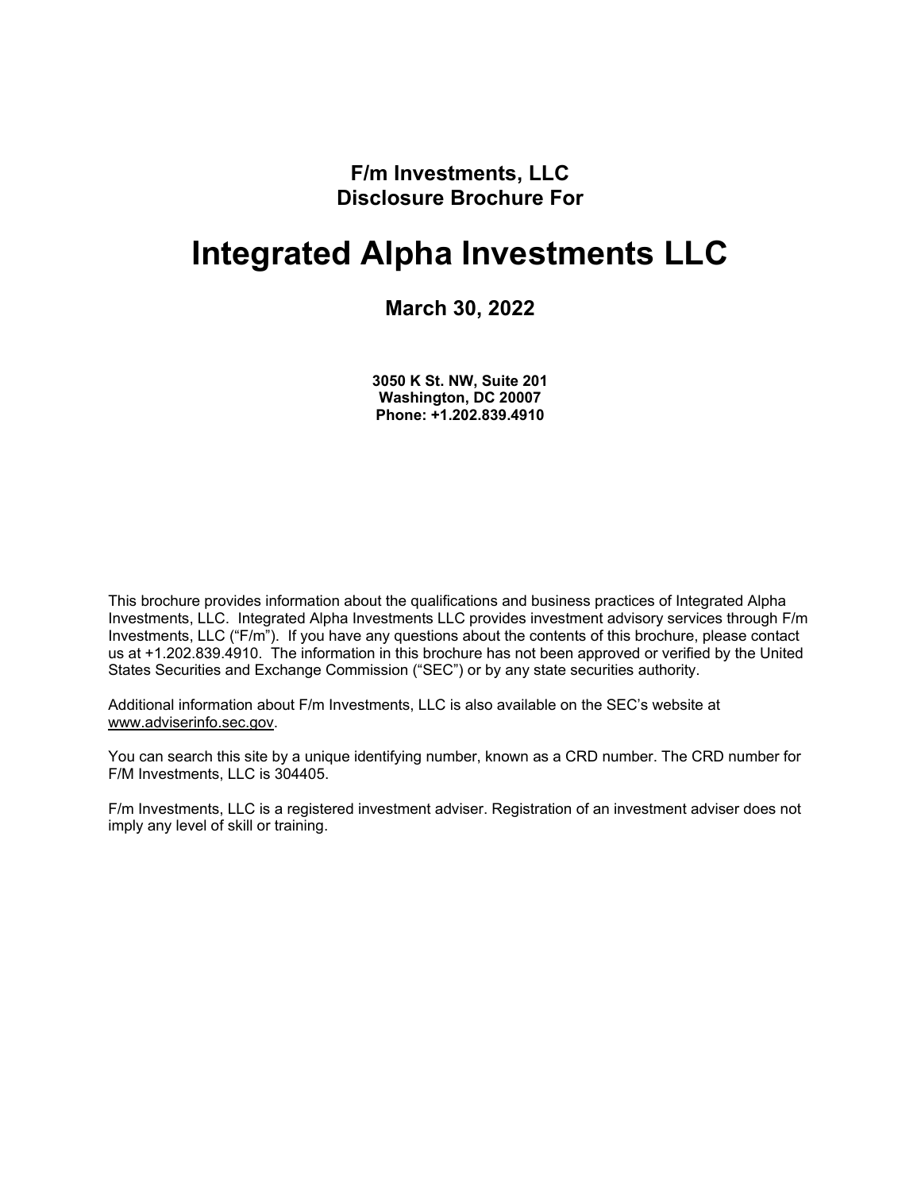**F/m Investments, LLC**
**Disclosure Brochure For**

# Integrated Alpha Investments LLC

## March 30, 2022

**3050 K St. NW, Suite 201**
**Washington, DC 20007**
**Phone: +1.202.839.4910**

This brochure provides information about the qualifications and business practices of Integrated Alpha Investments, LLC. Integrated Alpha Investments LLC provides investment advisory services through F/m Investments, LLC ("F/m"). If you have any questions about the contents of this brochure, please contact us at +1.202.839.4910. The information in this brochure has not been approved or verified by the United States Securities and Exchange Commission ("SEC") or by any state securities authority.

Additional information about F/m Investments, LLC is also available on the SEC's website at www.adviserinfo.sec.gov.

You can search this site by a unique identifying number, known as a CRD number. The CRD number for F/M Investments, LLC is 304405.

F/m Investments, LLC is a registered investment adviser. Registration of an investment adviser does not imply any level of skill or training.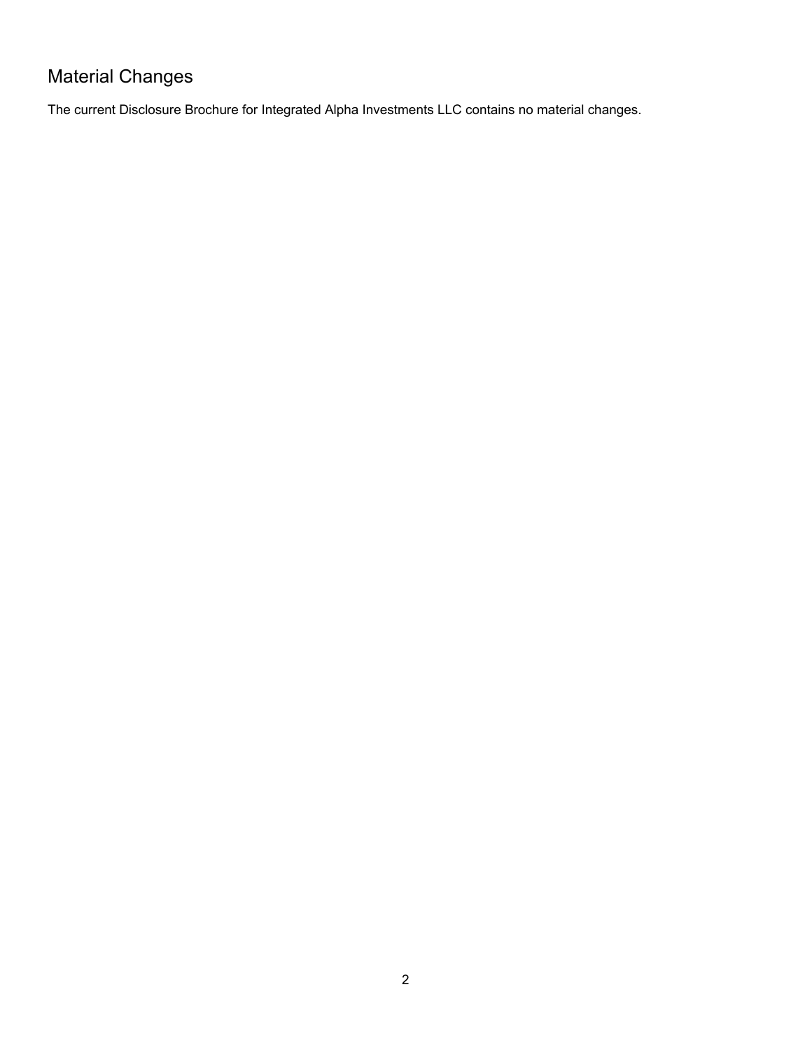## Material Changes

The current Disclosure Brochure for Integrated Alpha Investments LLC contains no material changes.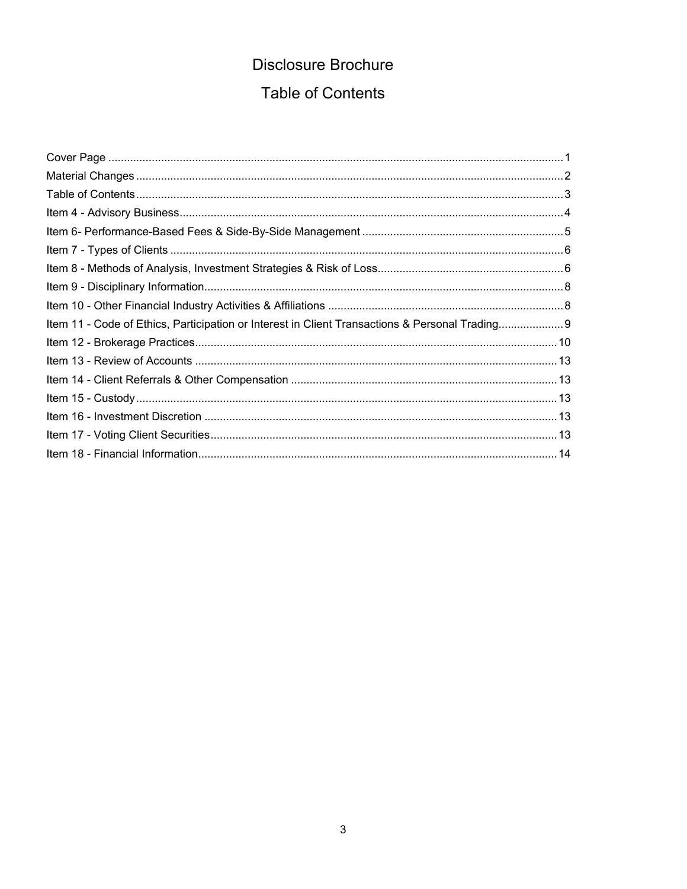# Disclosure Brochure

## Table of Contents

| Section | Page |
| --- | --- |
| Cover Page | 1 |
| Material Changes | 2 |
| Table of Contents | 3 |
| Item 4 - Advisory Business | 4 |
| Item 6- Performance-Based Fees & Side-By-Side Management | 5 |
| Item 7 - Types of Clients | 6 |
| Item 8 - Methods of Analysis, Investment Strategies & Risk of Loss | 6 |
| Item 9 - Disciplinary Information | 8 |
| Item 10 - Other Financial Industry Activities & Affiliations | 8 |
| Item 11 - Code of Ethics, Participation or Interest in Client Transactions & Personal Trading | 9 |
| Item 12 - Brokerage Practices | 10 |
| Item 13 - Review of Accounts | 13 |
| Item 14 - Client Referrals & Other Compensation | 13 |
| Item 15 - Custody | 13 |
| Item 16 - Investment Discretion | 13 |
| Item 17 - Voting Client Securities | 13 |
| Item 18 - Financial Information | 14 |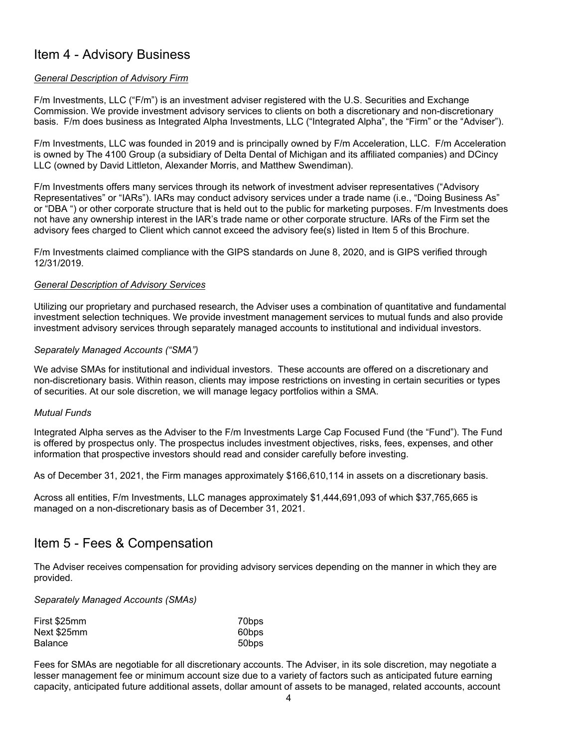# Item 4 - Advisory Business

*General Description of Advisory Firm*

F/m Investments, LLC ("F/m") is an investment adviser registered with the U.S. Securities and Exchange Commission. We provide investment advisory services to clients on both a discretionary and non-discretionary basis. F/m does business as Integrated Alpha Investments, LLC ("Integrated Alpha", the "Firm" or the "Adviser").

F/m Investments, LLC was founded in 2019 and is principally owned by F/m Acceleration, LLC. F/m Acceleration is owned by The 4100 Group (a subsidiary of Delta Dental of Michigan and its affiliated companies) and DCincy LLC (owned by David Littleton, Alexander Morris, and Matthew Swendiman).

F/m Investments offers many services through its network of investment adviser representatives ("Advisory Representatives" or "IARs"). IARs may conduct advisory services under a trade name (i.e., "Doing Business As" or "DBA ") or other corporate structure that is held out to the public for marketing purposes. F/m Investments does not have any ownership interest in the IAR's trade name or other corporate structure. IARs of the Firm set the advisory fees charged to Client which cannot exceed the advisory fee(s) listed in Item 5 of this Brochure.

F/m Investments claimed compliance with the GIPS standards on June 8, 2020, and is GIPS verified through 12/31/2019.

*General Description of Advisory Services*

Utilizing our proprietary and purchased research, the Adviser uses a combination of quantitative and fundamental investment selection techniques. We provide investment management services to mutual funds and also provide investment advisory services through separately managed accounts to institutional and individual investors.

*Separately Managed Accounts ("SMA")*

We advise SMAs for institutional and individual investors. These accounts are offered on a discretionary and non-discretionary basis. Within reason, clients may impose restrictions on investing in certain securities or types of securities. At our sole discretion, we will manage legacy portfolios within a SMA.

*Mutual Funds*

Integrated Alpha serves as the Adviser to the F/m Investments Large Cap Focused Fund (the "Fund"). The Fund is offered by prospectus only. The prospectus includes investment objectives, risks, fees, expenses, and other information that prospective investors should read and consider carefully before investing.

As of December 31, 2021, the Firm manages approximately $166,610,114 in assets on a discretionary basis.

Across all entities, F/m Investments, LLC manages approximately $1,444,691,093 of which $37,765,665 is managed on a non-discretionary basis as of December 31, 2021.

# Item 5 - Fees & Compensation

The Adviser receives compensation for providing advisory services depending on the manner in which they are provided.

*Separately Managed Accounts (SMAs)*

| | |
|---|---|
| First $25mm | 70bps |
| Next $25mm | 60bps |
| Balance | 50bps |

Fees for SMAs are negotiable for all discretionary accounts. The Adviser, in its sole discretion, may negotiate a lesser management fee or minimum account size due to a variety of factors such as anticipated future earning capacity, anticipated future additional assets, dollar amount of assets to be managed, related accounts, account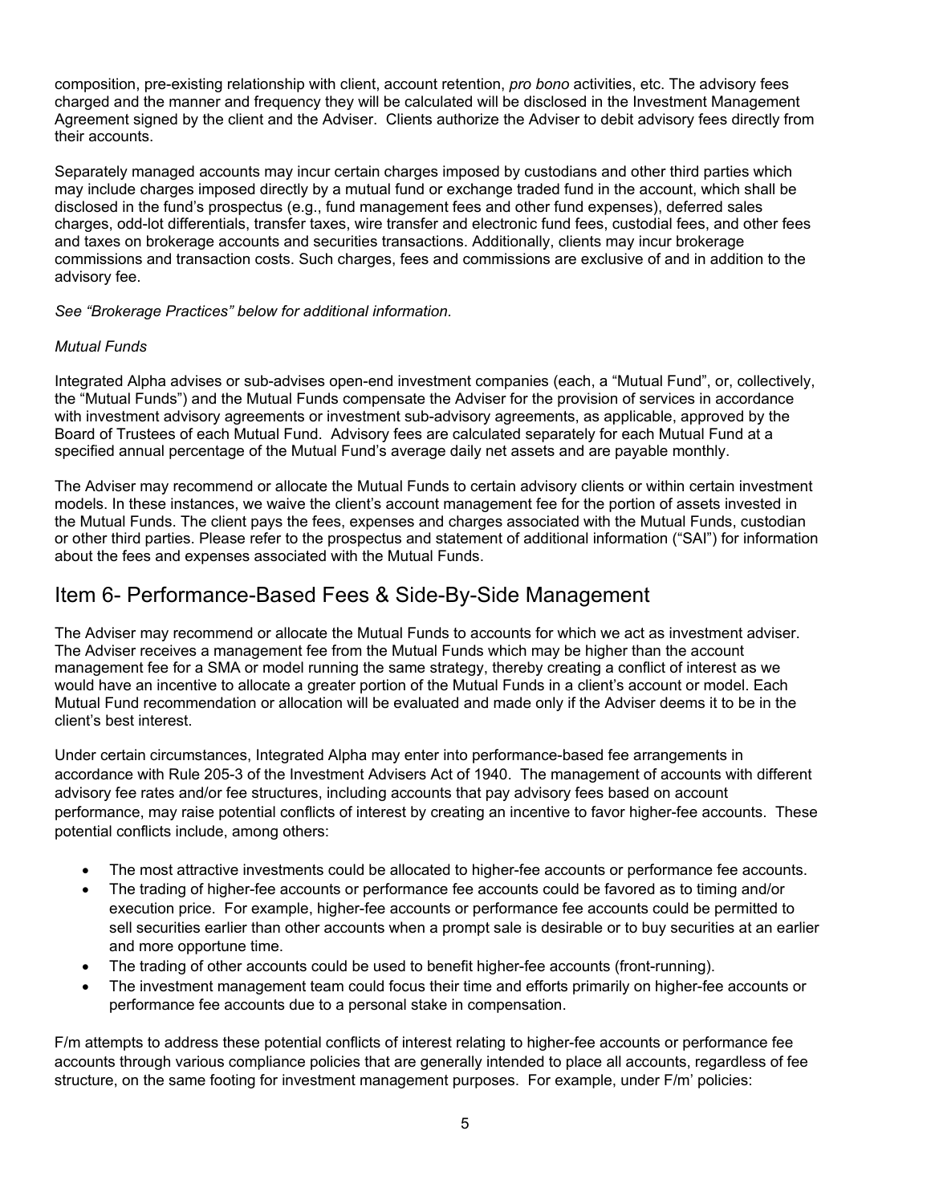composition, pre-existing relationship with client, account retention, *pro bono* activities, etc. The advisory fees charged and the manner and frequency they will be calculated will be disclosed in the Investment Management Agreement signed by the client and the Adviser. Clients authorize the Adviser to debit advisory fees directly from their accounts.

Separately managed accounts may incur certain charges imposed by custodians and other third parties which may include charges imposed directly by a mutual fund or exchange traded fund in the account, which shall be disclosed in the fund's prospectus (e.g., fund management fees and other fund expenses), deferred sales charges, odd-lot differentials, transfer taxes, wire transfer and electronic fund fees, custodial fees, and other fees and taxes on brokerage accounts and securities transactions. Additionally, clients may incur brokerage commissions and transaction costs. Such charges, fees and commissions are exclusive of and in addition to the advisory fee.

*See "Brokerage Practices" below for additional information.*

*Mutual Funds*

Integrated Alpha advises or sub-advises open-end investment companies (each, a "Mutual Fund", or, collectively, the "Mutual Funds") and the Mutual Funds compensate the Adviser for the provision of services in accordance with investment advisory agreements or investment sub-advisory agreements, as applicable, approved by the Board of Trustees of each Mutual Fund. Advisory fees are calculated separately for each Mutual Fund at a specified annual percentage of the Mutual Fund's average daily net assets and are payable monthly.

The Adviser may recommend or allocate the Mutual Funds to certain advisory clients or within certain investment models. In these instances, we waive the client's account management fee for the portion of assets invested in the Mutual Funds. The client pays the fees, expenses and charges associated with the Mutual Funds, custodian or other third parties. Please refer to the prospectus and statement of additional information ("SAI") for information about the fees and expenses associated with the Mutual Funds.

## Item 6- Performance-Based Fees & Side-By-Side Management

The Adviser may recommend or allocate the Mutual Funds to accounts for which we act as investment adviser. The Adviser receives a management fee from the Mutual Funds which may be higher than the account management fee for a SMA or model running the same strategy, thereby creating a conflict of interest as we would have an incentive to allocate a greater portion of the Mutual Funds in a client's account or model. Each Mutual Fund recommendation or allocation will be evaluated and made only if the Adviser deems it to be in the client's best interest.

Under certain circumstances, Integrated Alpha may enter into performance-based fee arrangements in accordance with Rule 205-3 of the Investment Advisers Act of 1940. The management of accounts with different advisory fee rates and/or fee structures, including accounts that pay advisory fees based on account performance, may raise potential conflicts of interest by creating an incentive to favor higher-fee accounts. These potential conflicts include, among others:

- The most attractive investments could be allocated to higher-fee accounts or performance fee accounts.
- The trading of higher-fee accounts or performance fee accounts could be favored as to timing and/or execution price. For example, higher-fee accounts or performance fee accounts could be permitted to sell securities earlier than other accounts when a prompt sale is desirable or to buy securities at an earlier and more opportune time.
- The trading of other accounts could be used to benefit higher-fee accounts (front-running).
- The investment management team could focus their time and efforts primarily on higher-fee accounts or performance fee accounts due to a personal stake in compensation.

F/m attempts to address these potential conflicts of interest relating to higher-fee accounts or performance fee accounts through various compliance policies that are generally intended to place all accounts, regardless of fee structure, on the same footing for investment management purposes. For example, under F/m' policies: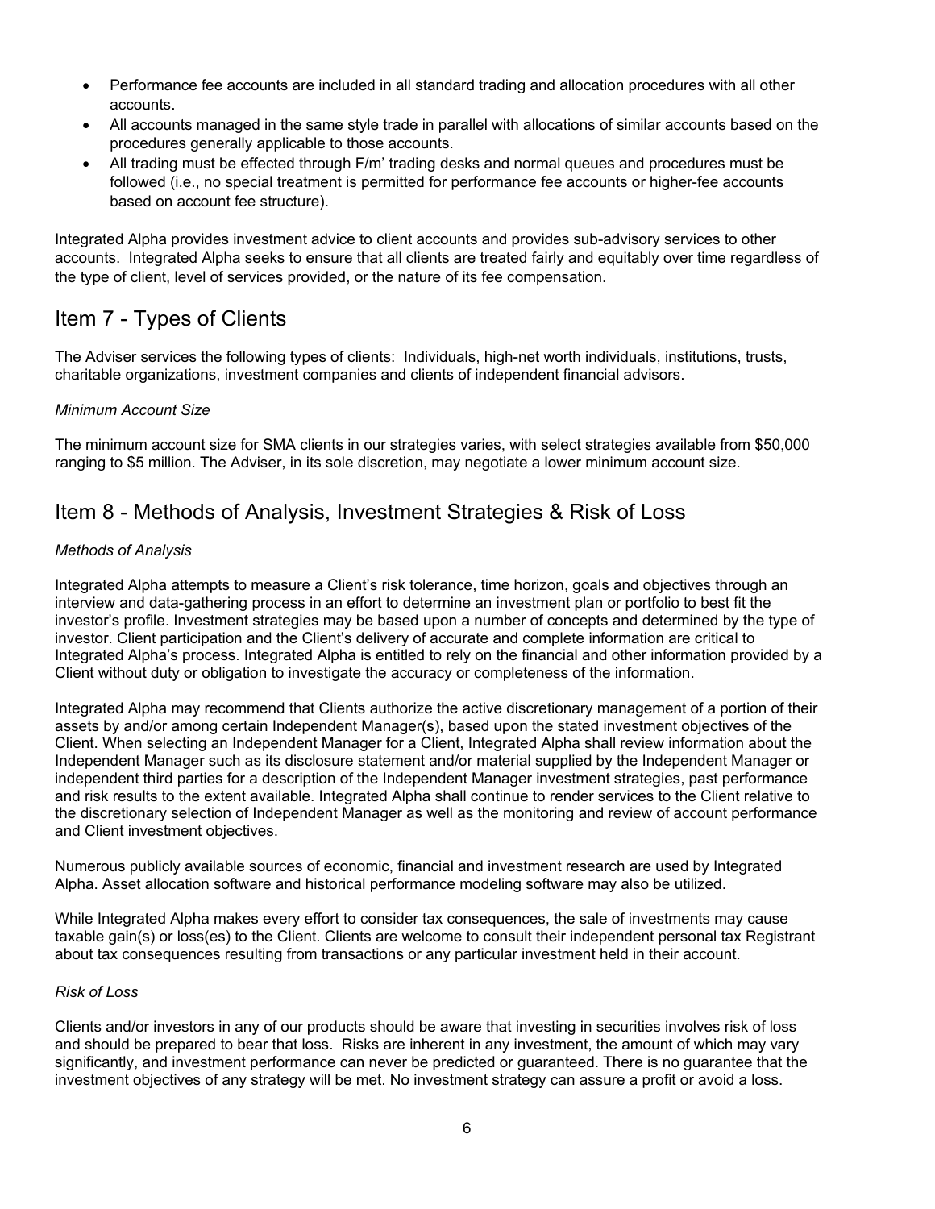- Performance fee accounts are included in all standard trading and allocation procedures with all other accounts.
- All accounts managed in the same style trade in parallel with allocations of similar accounts based on the procedures generally applicable to those accounts.
- All trading must be effected through F/m' trading desks and normal queues and procedures must be followed (i.e., no special treatment is permitted for performance fee accounts or higher-fee accounts based on account fee structure).

Integrated Alpha provides investment advice to client accounts and provides sub-advisory services to other accounts. Integrated Alpha seeks to ensure that all clients are treated fairly and equitably over time regardless of the type of client, level of services provided, or the nature of its fee compensation.

# Item 7 - Types of Clients

The Adviser services the following types of clients: Individuals, high-net worth individuals, institutions, trusts, charitable organizations, investment companies and clients of independent financial advisors.

*Minimum Account Size*

The minimum account size for SMA clients in our strategies varies, with select strategies available from $50,000 ranging to $5 million. The Adviser, in its sole discretion, may negotiate a lower minimum account size.

# Item 8 - Methods of Analysis, Investment Strategies & Risk of Loss

*Methods of Analysis*

Integrated Alpha attempts to measure a Client's risk tolerance, time horizon, goals and objectives through an interview and data-gathering process in an effort to determine an investment plan or portfolio to best fit the investor's profile. Investment strategies may be based upon a number of concepts and determined by the type of investor. Client participation and the Client's delivery of accurate and complete information are critical to Integrated Alpha's process. Integrated Alpha is entitled to rely on the financial and other information provided by a Client without duty or obligation to investigate the accuracy or completeness of the information.

Integrated Alpha may recommend that Clients authorize the active discretionary management of a portion of their assets by and/or among certain Independent Manager(s), based upon the stated investment objectives of the Client. When selecting an Independent Manager for a Client, Integrated Alpha shall review information about the Independent Manager such as its disclosure statement and/or material supplied by the Independent Manager or independent third parties for a description of the Independent Manager investment strategies, past performance and risk results to the extent available. Integrated Alpha shall continue to render services to the Client relative to the discretionary selection of Independent Manager as well as the monitoring and review of account performance and Client investment objectives.

Numerous publicly available sources of economic, financial and investment research are used by Integrated Alpha. Asset allocation software and historical performance modeling software may also be utilized.

While Integrated Alpha makes every effort to consider tax consequences, the sale of investments may cause taxable gain(s) or loss(es) to the Client. Clients are welcome to consult their independent personal tax Registrant about tax consequences resulting from transactions or any particular investment held in their account.

*Risk of Loss*

Clients and/or investors in any of our products should be aware that investing in securities involves risk of loss and should be prepared to bear that loss. Risks are inherent in any investment, the amount of which may vary significantly, and investment performance can never be predicted or guaranteed. There is no guarantee that the investment objectives of any strategy will be met. No investment strategy can assure a profit or avoid a loss.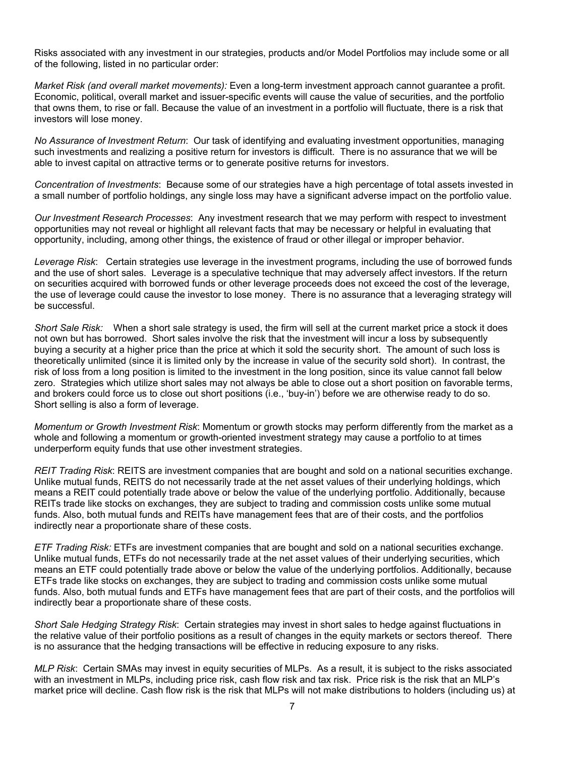Risks associated with any investment in our strategies, products and/or Model Portfolios may include some or all of the following, listed in no particular order:

*Market Risk (and overall market movements):* Even a long-term investment approach cannot guarantee a profit. Economic, political, overall market and issuer-specific events will cause the value of securities, and the portfolio that owns them, to rise or fall. Because the value of an investment in a portfolio will fluctuate, there is a risk that investors will lose money.

*No Assurance of Investment Return*: Our task of identifying and evaluating investment opportunities, managing such investments and realizing a positive return for investors is difficult. There is no assurance that we will be able to invest capital on attractive terms or to generate positive returns for investors.

*Concentration of Investments*: Because some of our strategies have a high percentage of total assets invested in a small number of portfolio holdings, any single loss may have a significant adverse impact on the portfolio value.

*Our Investment Research Processes*: Any investment research that we may perform with respect to investment opportunities may not reveal or highlight all relevant facts that may be necessary or helpful in evaluating that opportunity, including, among other things, the existence of fraud or other illegal or improper behavior.

*Leverage Risk*: Certain strategies use leverage in the investment programs, including the use of borrowed funds and the use of short sales. Leverage is a speculative technique that may adversely affect investors. If the return on securities acquired with borrowed funds or other leverage proceeds does not exceed the cost of the leverage, the use of leverage could cause the investor to lose money. There is no assurance that a leveraging strategy will be successful.

*Short Sale Risk:* When a short sale strategy is used, the firm will sell at the current market price a stock it does not own but has borrowed. Short sales involve the risk that the investment will incur a loss by subsequently buying a security at a higher price than the price at which it sold the security short. The amount of such loss is theoretically unlimited (since it is limited only by the increase in value of the security sold short). In contrast, the risk of loss from a long position is limited to the investment in the long position, since its value cannot fall below zero. Strategies which utilize short sales may not always be able to close out a short position on favorable terms, and brokers could force us to close out short positions (i.e., 'buy-in') before we are otherwise ready to do so. Short selling is also a form of leverage.

*Momentum or Growth Investment Risk*: Momentum or growth stocks may perform differently from the market as a whole and following a momentum or growth-oriented investment strategy may cause a portfolio to at times underperform equity funds that use other investment strategies.

*REIT Trading Risk*: REITS are investment companies that are bought and sold on a national securities exchange. Unlike mutual funds, REITS do not necessarily trade at the net asset values of their underlying holdings, which means a REIT could potentially trade above or below the value of the underlying portfolio. Additionally, because REITs trade like stocks on exchanges, they are subject to trading and commission costs unlike some mutual funds. Also, both mutual funds and REITs have management fees that are of their costs, and the portfolios indirectly near a proportionate share of these costs.

*ETF Trading Risk:* ETFs are investment companies that are bought and sold on a national securities exchange. Unlike mutual funds, ETFs do not necessarily trade at the net asset values of their underlying securities, which means an ETF could potentially trade above or below the value of the underlying portfolios. Additionally, because ETFs trade like stocks on exchanges, they are subject to trading and commission costs unlike some mutual funds. Also, both mutual funds and ETFs have management fees that are part of their costs, and the portfolios will indirectly bear a proportionate share of these costs.

*Short Sale Hedging Strategy Risk*: Certain strategies may invest in short sales to hedge against fluctuations in the relative value of their portfolio positions as a result of changes in the equity markets or sectors thereof. There is no assurance that the hedging transactions will be effective in reducing exposure to any risks.

*MLP Risk*: Certain SMAs may invest in equity securities of MLPs. As a result, it is subject to the risks associated with an investment in MLPs, including price risk, cash flow risk and tax risk. Price risk is the risk that an MLP's market price will decline. Cash flow risk is the risk that MLPs will not make distributions to holders (including us) at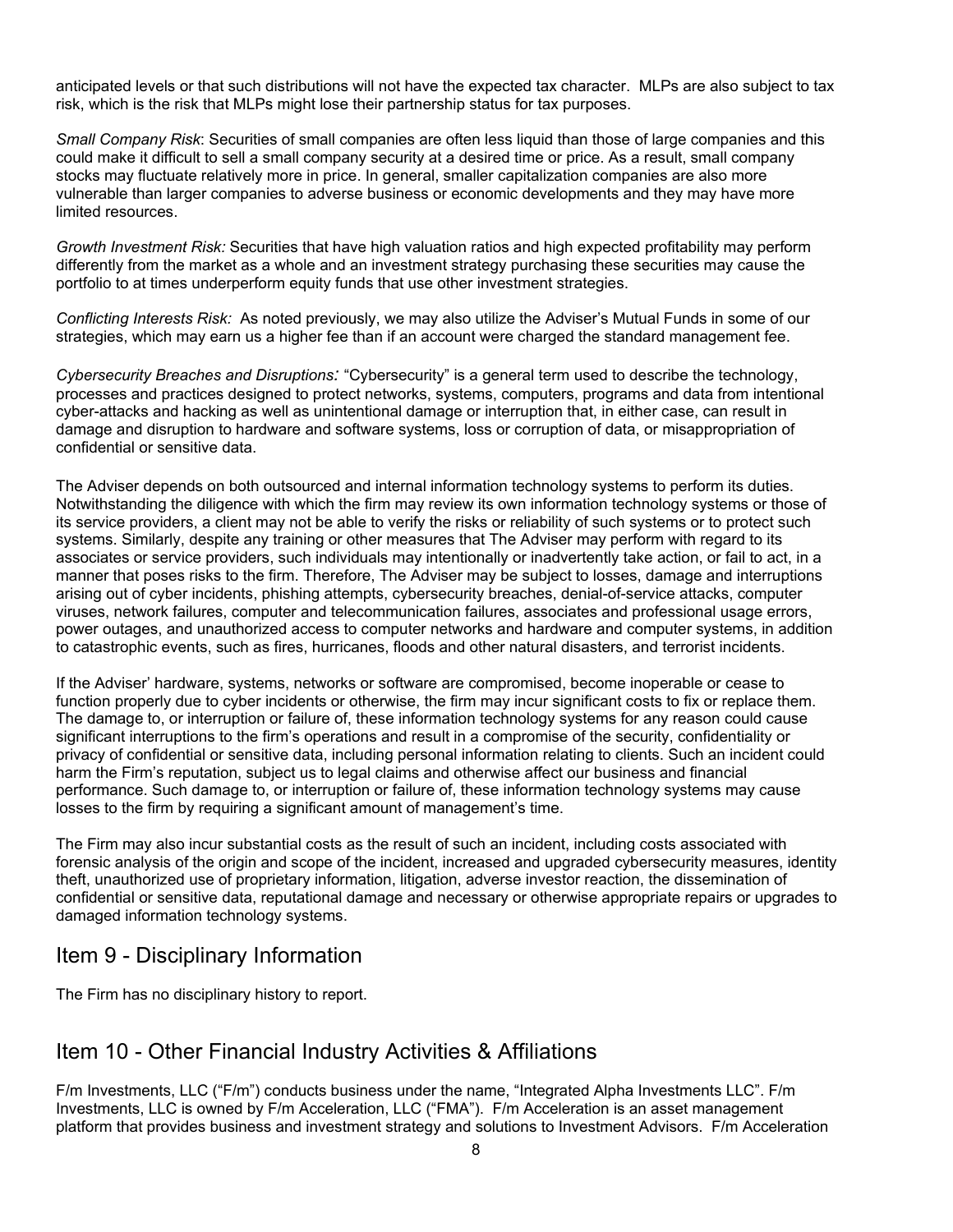anticipated levels or that such distributions will not have the expected tax character. MLPs are also subject to tax risk, which is the risk that MLPs might lose their partnership status for tax purposes.

*Small Company Risk*: Securities of small companies are often less liquid than those of large companies and this could make it difficult to sell a small company security at a desired time or price. As a result, small company stocks may fluctuate relatively more in price. In general, smaller capitalization companies are also more vulnerable than larger companies to adverse business or economic developments and they may have more limited resources.

*Growth Investment Risk:* Securities that have high valuation ratios and high expected profitability may perform differently from the market as a whole and an investment strategy purchasing these securities may cause the portfolio to at times underperform equity funds that use other investment strategies.

*Conflicting Interests Risk:* As noted previously, we may also utilize the Adviser's Mutual Funds in some of our strategies, which may earn us a higher fee than if an account were charged the standard management fee.

*Cybersecurity Breaches and Disruptions:* "Cybersecurity" is a general term used to describe the technology, processes and practices designed to protect networks, systems, computers, programs and data from intentional cyber-attacks and hacking as well as unintentional damage or interruption that, in either case, can result in damage and disruption to hardware and software systems, loss or corruption of data, or misappropriation of confidential or sensitive data.

The Adviser depends on both outsourced and internal information technology systems to perform its duties. Notwithstanding the diligence with which the firm may review its own information technology systems or those of its service providers, a client may not be able to verify the risks or reliability of such systems or to protect such systems. Similarly, despite any training or other measures that The Adviser may perform with regard to its associates or service providers, such individuals may intentionally or inadvertently take action, or fail to act, in a manner that poses risks to the firm. Therefore, The Adviser may be subject to losses, damage and interruptions arising out of cyber incidents, phishing attempts, cybersecurity breaches, denial-of-service attacks, computer viruses, network failures, computer and telecommunication failures, associates and professional usage errors, power outages, and unauthorized access to computer networks and hardware and computer systems, in addition to catastrophic events, such as fires, hurricanes, floods and other natural disasters, and terrorist incidents.

If the Adviser' hardware, systems, networks or software are compromised, become inoperable or cease to function properly due to cyber incidents or otherwise, the firm may incur significant costs to fix or replace them. The damage to, or interruption or failure of, these information technology systems for any reason could cause significant interruptions to the firm's operations and result in a compromise of the security, confidentiality or privacy of confidential or sensitive data, including personal information relating to clients. Such an incident could harm the Firm's reputation, subject us to legal claims and otherwise affect our business and financial performance. Such damage to, or interruption or failure of, these information technology systems may cause losses to the firm by requiring a significant amount of management's time.

The Firm may also incur substantial costs as the result of such an incident, including costs associated with forensic analysis of the origin and scope of the incident, increased and upgraded cybersecurity measures, identity theft, unauthorized use of proprietary information, litigation, adverse investor reaction, the dissemination of confidential or sensitive data, reputational damage and necessary or otherwise appropriate repairs or upgrades to damaged information technology systems.

## Item 9 - Disciplinary Information

The Firm has no disciplinary history to report.

## Item 10 - Other Financial Industry Activities & Affiliations

F/m Investments, LLC ("F/m") conducts business under the name, "Integrated Alpha Investments LLC". F/m Investments, LLC is owned by F/m Acceleration, LLC ("FMA"). F/m Acceleration is an asset management platform that provides business and investment strategy and solutions to Investment Advisors. F/m Acceleration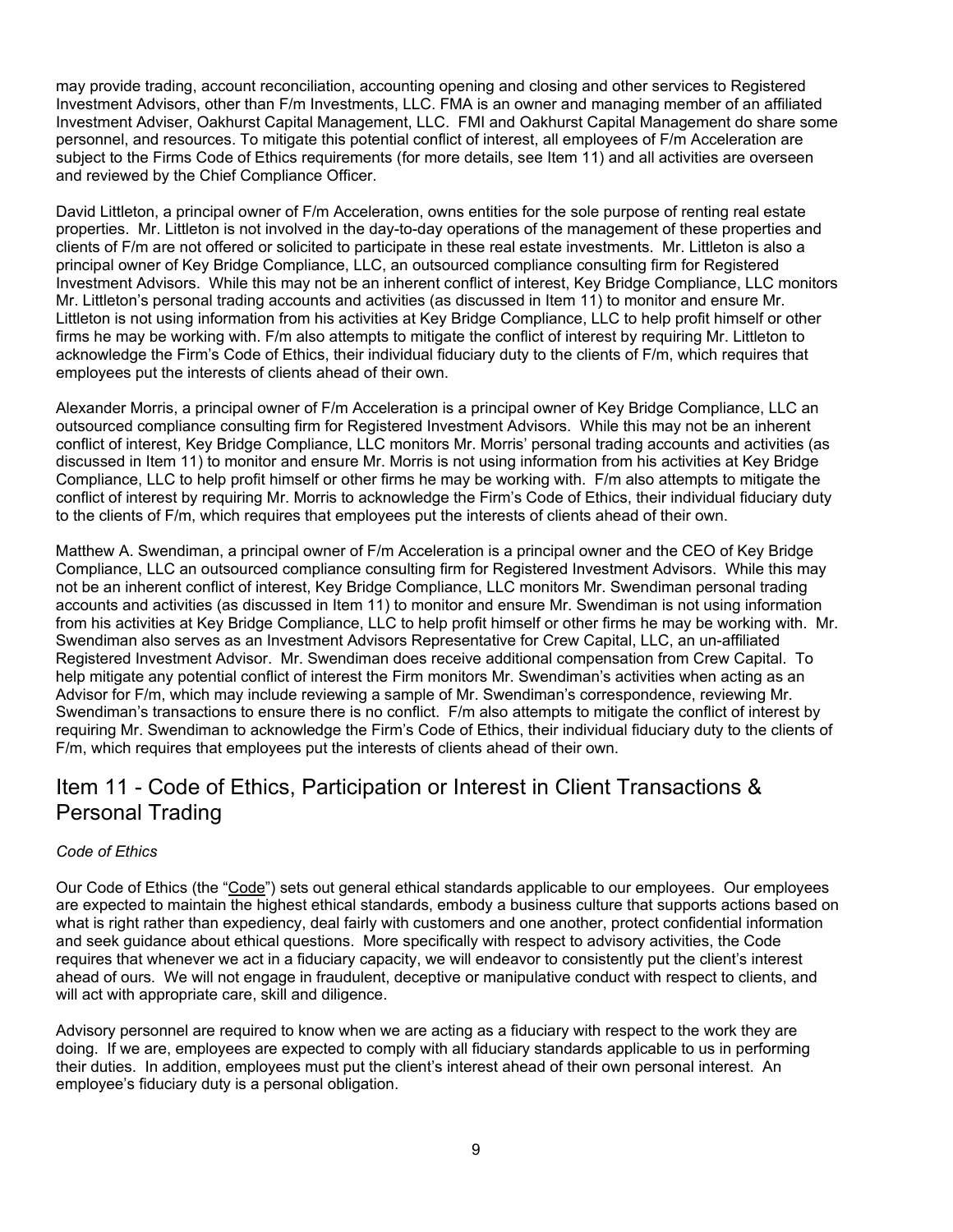may provide trading, account reconciliation, accounting opening and closing and other services to Registered Investment Advisors, other than F/m Investments, LLC. FMA is an owner and managing member of an affiliated Investment Adviser, Oakhurst Capital Management, LLC. FMI and Oakhurst Capital Management do share some personnel, and resources. To mitigate this potential conflict of interest, all employees of F/m Acceleration are subject to the Firms Code of Ethics requirements (for more details, see Item 11) and all activities are overseen and reviewed by the Chief Compliance Officer.

David Littleton, a principal owner of F/m Acceleration, owns entities for the sole purpose of renting real estate properties. Mr. Littleton is not involved in the day-to-day operations of the management of these properties and clients of F/m are not offered or solicited to participate in these real estate investments. Mr. Littleton is also a principal owner of Key Bridge Compliance, LLC, an outsourced compliance consulting firm for Registered Investment Advisors. While this may not be an inherent conflict of interest, Key Bridge Compliance, LLC monitors Mr. Littleton's personal trading accounts and activities (as discussed in Item 11) to monitor and ensure Mr. Littleton is not using information from his activities at Key Bridge Compliance, LLC to help profit himself or other firms he may be working with. F/m also attempts to mitigate the conflict of interest by requiring Mr. Littleton to acknowledge the Firm's Code of Ethics, their individual fiduciary duty to the clients of F/m, which requires that employees put the interests of clients ahead of their own.

Alexander Morris, a principal owner of F/m Acceleration is a principal owner of Key Bridge Compliance, LLC an outsourced compliance consulting firm for Registered Investment Advisors. While this may not be an inherent conflict of interest, Key Bridge Compliance, LLC monitors Mr. Morris' personal trading accounts and activities (as discussed in Item 11) to monitor and ensure Mr. Morris is not using information from his activities at Key Bridge Compliance, LLC to help profit himself or other firms he may be working with. F/m also attempts to mitigate the conflict of interest by requiring Mr. Morris to acknowledge the Firm's Code of Ethics, their individual fiduciary duty to the clients of F/m, which requires that employees put the interests of clients ahead of their own.

Matthew A. Swendiman, a principal owner of F/m Acceleration is a principal owner and the CEO of Key Bridge Compliance, LLC an outsourced compliance consulting firm for Registered Investment Advisors. While this may not be an inherent conflict of interest, Key Bridge Compliance, LLC monitors Mr. Swendiman personal trading accounts and activities (as discussed in Item 11) to monitor and ensure Mr. Swendiman is not using information from his activities at Key Bridge Compliance, LLC to help profit himself or other firms he may be working with. Mr. Swendiman also serves as an Investment Advisors Representative for Crew Capital, LLC, an un-affiliated Registered Investment Advisor. Mr. Swendiman does receive additional compensation from Crew Capital. To help mitigate any potential conflict of interest the Firm monitors Mr. Swendiman's activities when acting as an Advisor for F/m, which may include reviewing a sample of Mr. Swendiman's correspondence, reviewing Mr. Swendiman's transactions to ensure there is no conflict. F/m also attempts to mitigate the conflict of interest by requiring Mr. Swendiman to acknowledge the Firm's Code of Ethics, their individual fiduciary duty to the clients of F/m, which requires that employees put the interests of clients ahead of their own.

## Item 11 - Code of Ethics, Participation or Interest in Client Transactions & Personal Trading

*Code of Ethics*

Our Code of Ethics (the "Code") sets out general ethical standards applicable to our employees. Our employees are expected to maintain the highest ethical standards, embody a business culture that supports actions based on what is right rather than expediency, deal fairly with customers and one another, protect confidential information and seek guidance about ethical questions. More specifically with respect to advisory activities, the Code requires that whenever we act in a fiduciary capacity, we will endeavor to consistently put the client's interest ahead of ours. We will not engage in fraudulent, deceptive or manipulative conduct with respect to clients, and will act with appropriate care, skill and diligence.

Advisory personnel are required to know when we are acting as a fiduciary with respect to the work they are doing. If we are, employees are expected to comply with all fiduciary standards applicable to us in performing their duties. In addition, employees must put the client's interest ahead of their own personal interest. An employee's fiduciary duty is a personal obligation.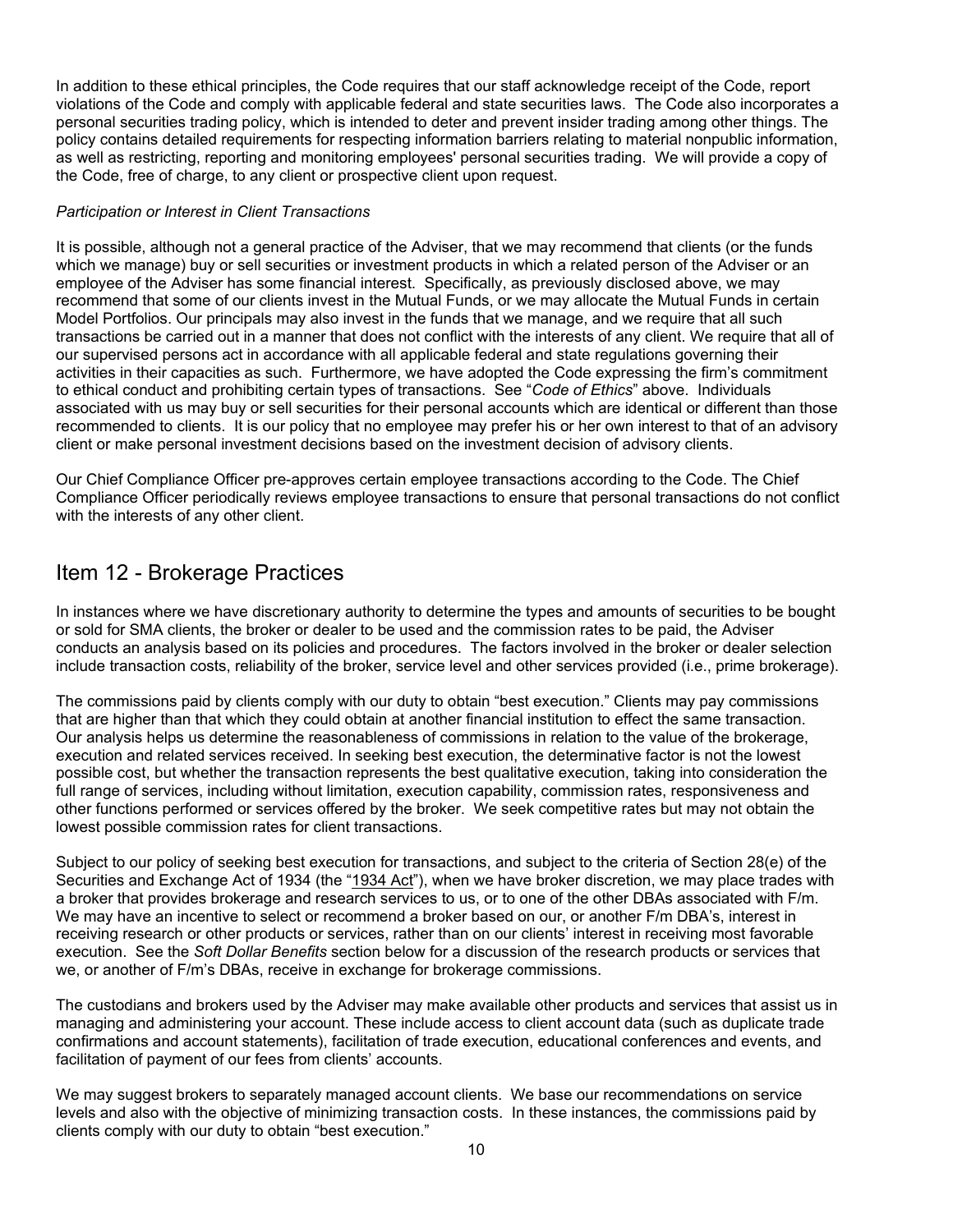In addition to these ethical principles, the Code requires that our staff acknowledge receipt of the Code, report violations of the Code and comply with applicable federal and state securities laws. The Code also incorporates a personal securities trading policy, which is intended to deter and prevent insider trading among other things. The policy contains detailed requirements for respecting information barriers relating to material nonpublic information, as well as restricting, reporting and monitoring employees' personal securities trading. We will provide a copy of the Code, free of charge, to any client or prospective client upon request.

*Participation or Interest in Client Transactions*

It is possible, although not a general practice of the Adviser, that we may recommend that clients (or the funds which we manage) buy or sell securities or investment products in which a related person of the Adviser or an employee of the Adviser has some financial interest. Specifically, as previously disclosed above, we may recommend that some of our clients invest in the Mutual Funds, or we may allocate the Mutual Funds in certain Model Portfolios. Our principals may also invest in the funds that we manage, and we require that all such transactions be carried out in a manner that does not conflict with the interests of any client. We require that all of our supervised persons act in accordance with all applicable federal and state regulations governing their activities in their capacities as such. Furthermore, we have adopted the Code expressing the firm's commitment to ethical conduct and prohibiting certain types of transactions. See "*Code of Ethics*" above. Individuals associated with us may buy or sell securities for their personal accounts which are identical or different than those recommended to clients. It is our policy that no employee may prefer his or her own interest to that of an advisory client or make personal investment decisions based on the investment decision of advisory clients.

Our Chief Compliance Officer pre-approves certain employee transactions according to the Code. The Chief Compliance Officer periodically reviews employee transactions to ensure that personal transactions do not conflict with the interests of any other client.

## Item 12 - Brokerage Practices

In instances where we have discretionary authority to determine the types and amounts of securities to be bought or sold for SMA clients, the broker or dealer to be used and the commission rates to be paid, the Adviser conducts an analysis based on its policies and procedures. The factors involved in the broker or dealer selection include transaction costs, reliability of the broker, service level and other services provided (i.e., prime brokerage).

The commissions paid by clients comply with our duty to obtain "best execution." Clients may pay commissions that are higher than that which they could obtain at another financial institution to effect the same transaction. Our analysis helps us determine the reasonableness of commissions in relation to the value of the brokerage, execution and related services received. In seeking best execution, the determinative factor is not the lowest possible cost, but whether the transaction represents the best qualitative execution, taking into consideration the full range of services, including without limitation, execution capability, commission rates, responsiveness and other functions performed or services offered by the broker. We seek competitive rates but may not obtain the lowest possible commission rates for client transactions.

Subject to our policy of seeking best execution for transactions, and subject to the criteria of Section 28(e) of the Securities and Exchange Act of 1934 (the "1934 Act"), when we have broker discretion, we may place trades with a broker that provides brokerage and research services to us, or to one of the other DBAs associated with F/m. We may have an incentive to select or recommend a broker based on our, or another F/m DBA's, interest in receiving research or other products or services, rather than on our clients' interest in receiving most favorable execution. See the *Soft Dollar Benefits* section below for a discussion of the research products or services that we, or another of F/m's DBAs, receive in exchange for brokerage commissions.

The custodians and brokers used by the Adviser may make available other products and services that assist us in managing and administering your account. These include access to client account data (such as duplicate trade confirmations and account statements), facilitation of trade execution, educational conferences and events, and facilitation of payment of our fees from clients' accounts.

We may suggest brokers to separately managed account clients. We base our recommendations on service levels and also with the objective of minimizing transaction costs. In these instances, the commissions paid by clients comply with our duty to obtain "best execution."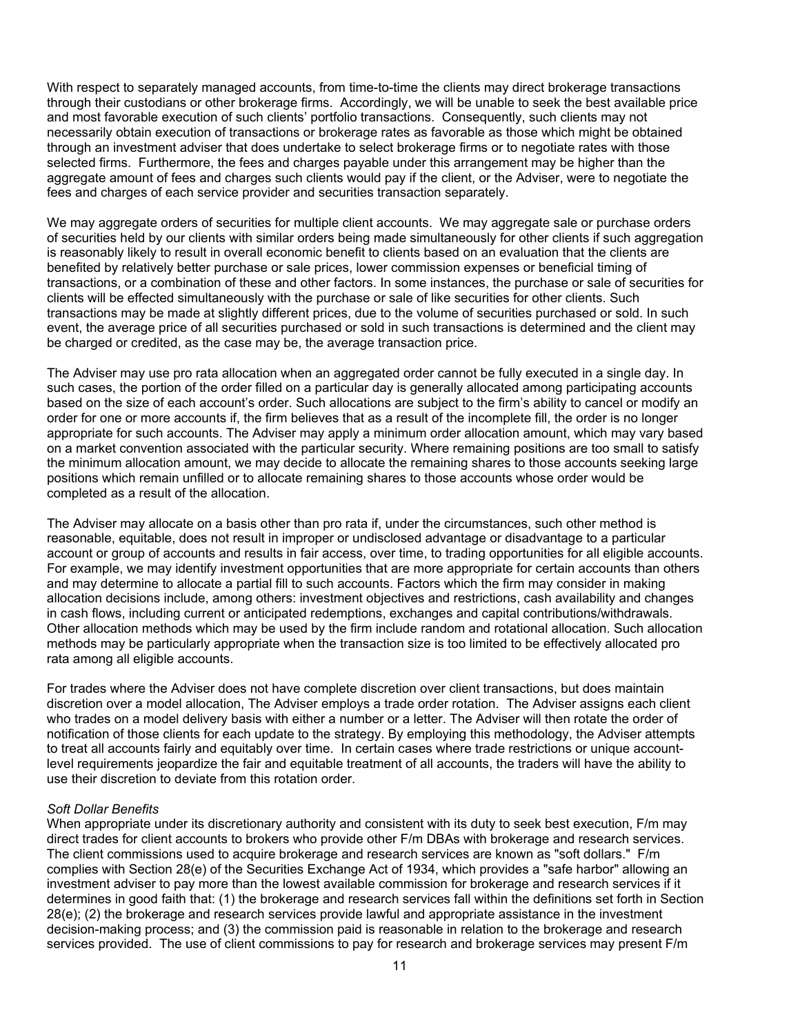With respect to separately managed accounts, from time-to-time the clients may direct brokerage transactions through their custodians or other brokerage firms. Accordingly, we will be unable to seek the best available price and most favorable execution of such clients' portfolio transactions. Consequently, such clients may not necessarily obtain execution of transactions or brokerage rates as favorable as those which might be obtained through an investment adviser that does undertake to select brokerage firms or to negotiate rates with those selected firms. Furthermore, the fees and charges payable under this arrangement may be higher than the aggregate amount of fees and charges such clients would pay if the client, or the Adviser, were to negotiate the fees and charges of each service provider and securities transaction separately.

We may aggregate orders of securities for multiple client accounts. We may aggregate sale or purchase orders of securities held by our clients with similar orders being made simultaneously for other clients if such aggregation is reasonably likely to result in overall economic benefit to clients based on an evaluation that the clients are benefited by relatively better purchase or sale prices, lower commission expenses or beneficial timing of transactions, or a combination of these and other factors. In some instances, the purchase or sale of securities for clients will be effected simultaneously with the purchase or sale of like securities for other clients. Such transactions may be made at slightly different prices, due to the volume of securities purchased or sold. In such event, the average price of all securities purchased or sold in such transactions is determined and the client may be charged or credited, as the case may be, the average transaction price.

The Adviser may use pro rata allocation when an aggregated order cannot be fully executed in a single day. In such cases, the portion of the order filled on a particular day is generally allocated among participating accounts based on the size of each account's order. Such allocations are subject to the firm's ability to cancel or modify an order for one or more accounts if, the firm believes that as a result of the incomplete fill, the order is no longer appropriate for such accounts. The Adviser may apply a minimum order allocation amount, which may vary based on a market convention associated with the particular security. Where remaining positions are too small to satisfy the minimum allocation amount, we may decide to allocate the remaining shares to those accounts seeking large positions which remain unfilled or to allocate remaining shares to those accounts whose order would be completed as a result of the allocation.

The Adviser may allocate on a basis other than pro rata if, under the circumstances, such other method is reasonable, equitable, does not result in improper or undisclosed advantage or disadvantage to a particular account or group of accounts and results in fair access, over time, to trading opportunities for all eligible accounts. For example, we may identify investment opportunities that are more appropriate for certain accounts than others and may determine to allocate a partial fill to such accounts. Factors which the firm may consider in making allocation decisions include, among others: investment objectives and restrictions, cash availability and changes in cash flows, including current or anticipated redemptions, exchanges and capital contributions/withdrawals. Other allocation methods which may be used by the firm include random and rotational allocation. Such allocation methods may be particularly appropriate when the transaction size is too limited to be effectively allocated pro rata among all eligible accounts.

For trades where the Adviser does not have complete discretion over client transactions, but does maintain discretion over a model allocation, The Adviser employs a trade order rotation. The Adviser assigns each client who trades on a model delivery basis with either a number or a letter. The Adviser will then rotate the order of notification of those clients for each update to the strategy. By employing this methodology, the Adviser attempts to treat all accounts fairly and equitably over time. In certain cases where trade restrictions or unique account-level requirements jeopardize the fair and equitable treatment of all accounts, the traders will have the ability to use their discretion to deviate from this rotation order.

*Soft Dollar Benefits*

When appropriate under its discretionary authority and consistent with its duty to seek best execution, F/m may direct trades for client accounts to brokers who provide other F/m DBAs with brokerage and research services. The client commissions used to acquire brokerage and research services are known as "soft dollars." F/m complies with Section 28(e) of the Securities Exchange Act of 1934, which provides a "safe harbor" allowing an investment adviser to pay more than the lowest available commission for brokerage and research services if it determines in good faith that: (1) the brokerage and research services fall within the definitions set forth in Section 28(e); (2) the brokerage and research services provide lawful and appropriate assistance in the investment decision-making process; and (3) the commission paid is reasonable in relation to the brokerage and research services provided. The use of client commissions to pay for research and brokerage services may present F/m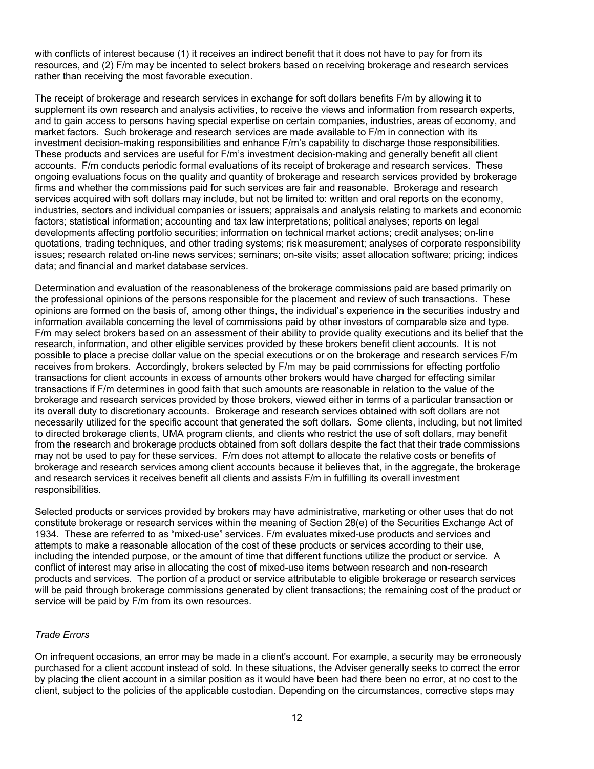with conflicts of interest because (1) it receives an indirect benefit that it does not have to pay for from its resources, and (2) F/m may be incented to select brokers based on receiving brokerage and research services rather than receiving the most favorable execution.

The receipt of brokerage and research services in exchange for soft dollars benefits F/m by allowing it to supplement its own research and analysis activities, to receive the views and information from research experts, and to gain access to persons having special expertise on certain companies, industries, areas of economy, and market factors. Such brokerage and research services are made available to F/m in connection with its investment decision-making responsibilities and enhance F/m's capability to discharge those responsibilities. These products and services are useful for F/m's investment decision-making and generally benefit all client accounts. F/m conducts periodic formal evaluations of its receipt of brokerage and research services. These ongoing evaluations focus on the quality and quantity of brokerage and research services provided by brokerage firms and whether the commissions paid for such services are fair and reasonable. Brokerage and research services acquired with soft dollars may include, but not be limited to: written and oral reports on the economy, industries, sectors and individual companies or issuers; appraisals and analysis relating to markets and economic factors; statistical information; accounting and tax law interpretations; political analyses; reports on legal developments affecting portfolio securities; information on technical market actions; credit analyses; on-line quotations, trading techniques, and other trading systems; risk measurement; analyses of corporate responsibility issues; research related on-line news services; seminars; on-site visits; asset allocation software; pricing; indices data; and financial and market database services.

Determination and evaluation of the reasonableness of the brokerage commissions paid are based primarily on the professional opinions of the persons responsible for the placement and review of such transactions. These opinions are formed on the basis of, among other things, the individual's experience in the securities industry and information available concerning the level of commissions paid by other investors of comparable size and type. F/m may select brokers based on an assessment of their ability to provide quality executions and its belief that the research, information, and other eligible services provided by these brokers benefit client accounts. It is not possible to place a precise dollar value on the special executions or on the brokerage and research services F/m receives from brokers. Accordingly, brokers selected by F/m may be paid commissions for effecting portfolio transactions for client accounts in excess of amounts other brokers would have charged for effecting similar transactions if F/m determines in good faith that such amounts are reasonable in relation to the value of the brokerage and research services provided by those brokers, viewed either in terms of a particular transaction or its overall duty to discretionary accounts. Brokerage and research services obtained with soft dollars are not necessarily utilized for the specific account that generated the soft dollars. Some clients, including, but not limited to directed brokerage clients, UMA program clients, and clients who restrict the use of soft dollars, may benefit from the research and brokerage products obtained from soft dollars despite the fact that their trade commissions may not be used to pay for these services. F/m does not attempt to allocate the relative costs or benefits of brokerage and research services among client accounts because it believes that, in the aggregate, the brokerage and research services it receives benefit all clients and assists F/m in fulfilling its overall investment responsibilities.

Selected products or services provided by brokers may have administrative, marketing or other uses that do not constitute brokerage or research services within the meaning of Section 28(e) of the Securities Exchange Act of 1934. These are referred to as "mixed-use" services. F/m evaluates mixed-use products and services and attempts to make a reasonable allocation of the cost of these products or services according to their use, including the intended purpose, or the amount of time that different functions utilize the product or service. A conflict of interest may arise in allocating the cost of mixed-use items between research and non-research products and services. The portion of a product or service attributable to eligible brokerage or research services will be paid through brokerage commissions generated by client transactions; the remaining cost of the product or service will be paid by F/m from its own resources.

*Trade Errors*

On infrequent occasions, an error may be made in a client's account. For example, a security may be erroneously purchased for a client account instead of sold. In these situations, the Adviser generally seeks to correct the error by placing the client account in a similar position as it would have been had there been no error, at no cost to the client, subject to the policies of the applicable custodian. Depending on the circumstances, corrective steps may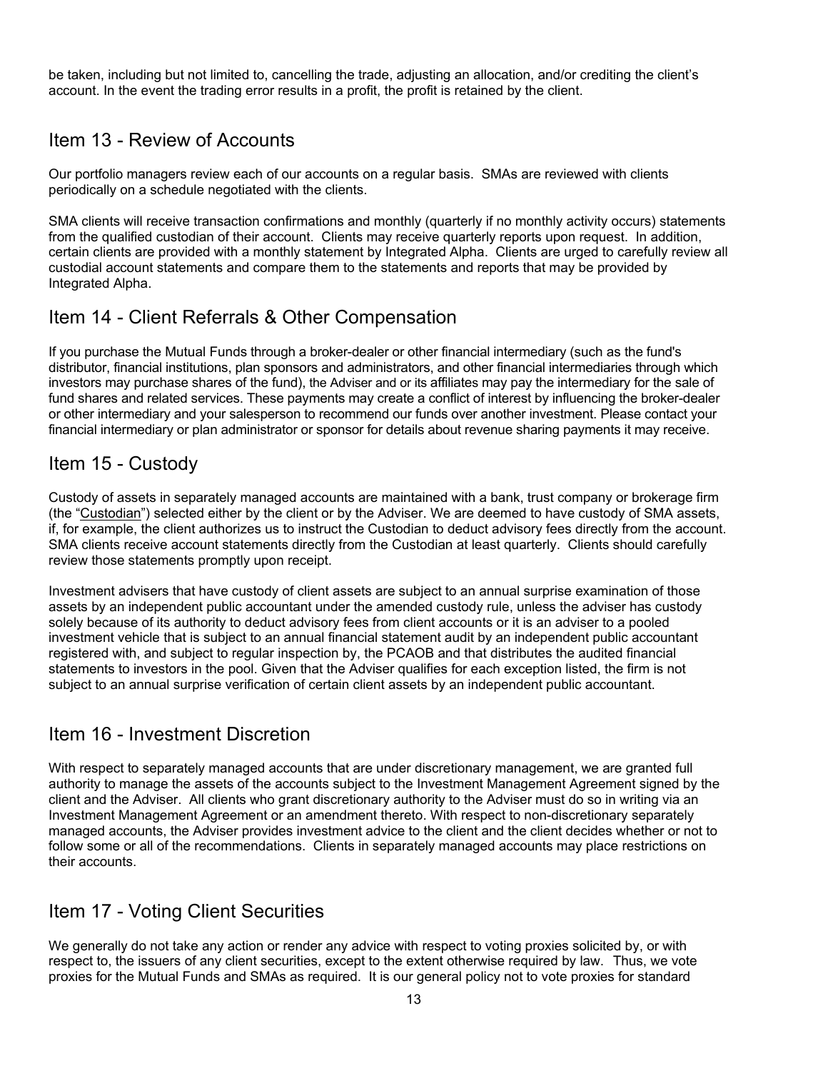be taken, including but not limited to, cancelling the trade, adjusting an allocation, and/or crediting the client's account. In the event the trading error results in a profit, the profit is retained by the client.

## Item 13 - Review of Accounts

Our portfolio managers review each of our accounts on a regular basis. SMAs are reviewed with clients periodically on a schedule negotiated with the clients.

SMA clients will receive transaction confirmations and monthly (quarterly if no monthly activity occurs) statements from the qualified custodian of their account. Clients may receive quarterly reports upon request. In addition, certain clients are provided with a monthly statement by Integrated Alpha. Clients are urged to carefully review all custodial account statements and compare them to the statements and reports that may be provided by Integrated Alpha.

## Item 14 - Client Referrals & Other Compensation

If you purchase the Mutual Funds through a broker-dealer or other financial intermediary (such as the fund's distributor, financial institutions, plan sponsors and administrators, and other financial intermediaries through which investors may purchase shares of the fund), the Adviser and or its affiliates may pay the intermediary for the sale of fund shares and related services. These payments may create a conflict of interest by influencing the broker-dealer or other intermediary and your salesperson to recommend our funds over another investment. Please contact your financial intermediary or plan administrator or sponsor for details about revenue sharing payments it may receive.

## Item 15 - Custody

Custody of assets in separately managed accounts are maintained with a bank, trust company or brokerage firm (the "Custodian") selected either by the client or by the Adviser. We are deemed to have custody of SMA assets, if, for example, the client authorizes us to instruct the Custodian to deduct advisory fees directly from the account. SMA clients receive account statements directly from the Custodian at least quarterly. Clients should carefully review those statements promptly upon receipt.

Investment advisers that have custody of client assets are subject to an annual surprise examination of those assets by an independent public accountant under the amended custody rule, unless the adviser has custody solely because of its authority to deduct advisory fees from client accounts or it is an adviser to a pooled investment vehicle that is subject to an annual financial statement audit by an independent public accountant registered with, and subject to regular inspection by, the PCAOB and that distributes the audited financial statements to investors in the pool. Given that the Adviser qualifies for each exception listed, the firm is not subject to an annual surprise verification of certain client assets by an independent public accountant.

## Item 16 - Investment Discretion

With respect to separately managed accounts that are under discretionary management, we are granted full authority to manage the assets of the accounts subject to the Investment Management Agreement signed by the client and the Adviser. All clients who grant discretionary authority to the Adviser must do so in writing via an Investment Management Agreement or an amendment thereto. With respect to non-discretionary separately managed accounts, the Adviser provides investment advice to the client and the client decides whether or not to follow some or all of the recommendations. Clients in separately managed accounts may place restrictions on their accounts.

## Item 17 - Voting Client Securities

We generally do not take any action or render any advice with respect to voting proxies solicited by, or with respect to, the issuers of any client securities, except to the extent otherwise required by law. Thus, we vote proxies for the Mutual Funds and SMAs as required. It is our general policy not to vote proxies for standard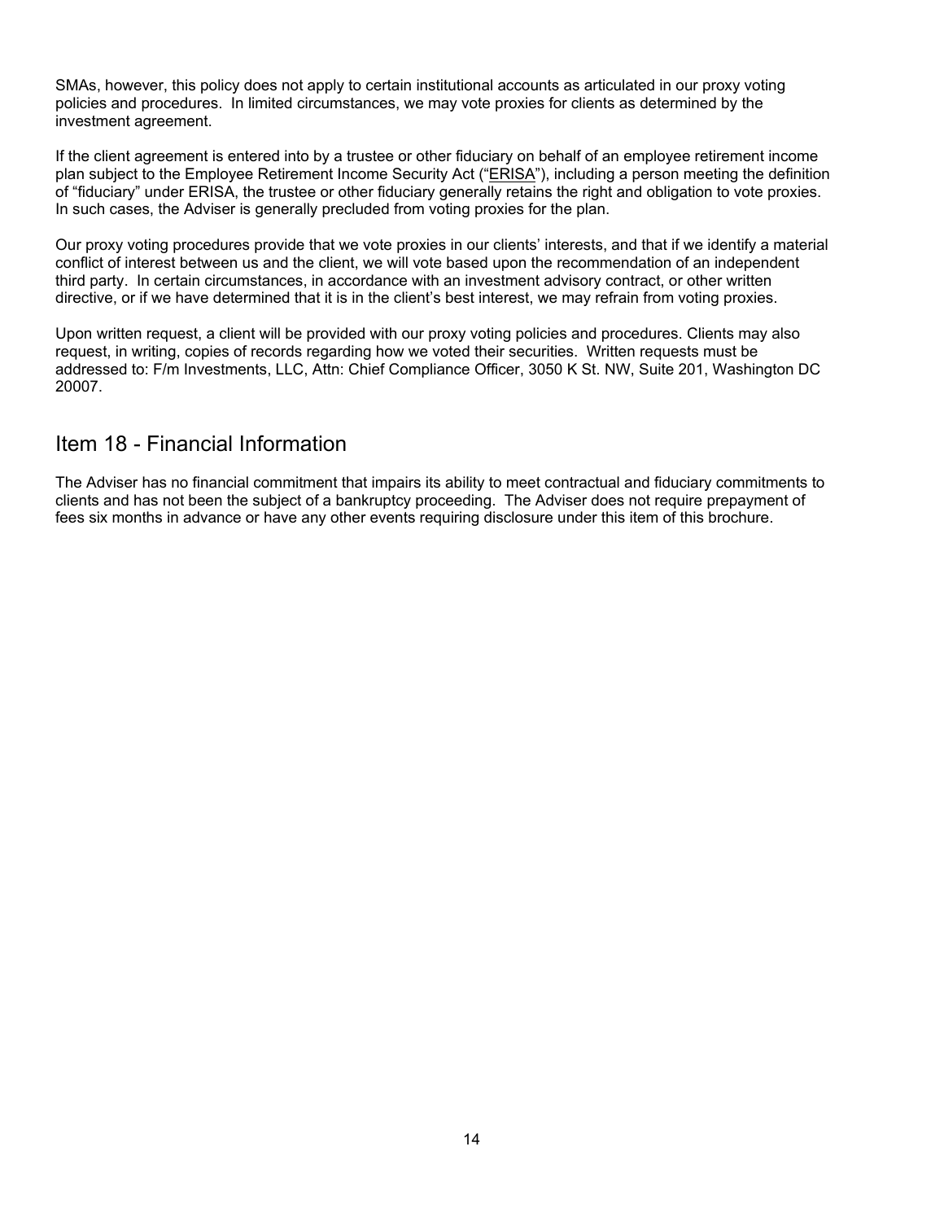SMAs, however, this policy does not apply to certain institutional accounts as articulated in our proxy voting policies and procedures. In limited circumstances, we may vote proxies for clients as determined by the investment agreement.

If the client agreement is entered into by a trustee or other fiduciary on behalf of an employee retirement income plan subject to the Employee Retirement Income Security Act ("ERISA"), including a person meeting the definition of "fiduciary" under ERISA, the trustee or other fiduciary generally retains the right and obligation to vote proxies. In such cases, the Adviser is generally precluded from voting proxies for the plan.

Our proxy voting procedures provide that we vote proxies in our clients' interests, and that if we identify a material conflict of interest between us and the client, we will vote based upon the recommendation of an independent third party. In certain circumstances, in accordance with an investment advisory contract, or other written directive, or if we have determined that it is in the client's best interest, we may refrain from voting proxies.

Upon written request, a client will be provided with our proxy voting policies and procedures. Clients may also request, in writing, copies of records regarding how we voted their securities. Written requests must be addressed to: F/m Investments, LLC, Attn: Chief Compliance Officer, 3050 K St. NW, Suite 201, Washington DC 20007.

## Item 18 - Financial Information

The Adviser has no financial commitment that impairs its ability to meet contractual and fiduciary commitments to clients and has not been the subject of a bankruptcy proceeding. The Adviser does not require prepayment of fees six months in advance or have any other events requiring disclosure under this item of this brochure.